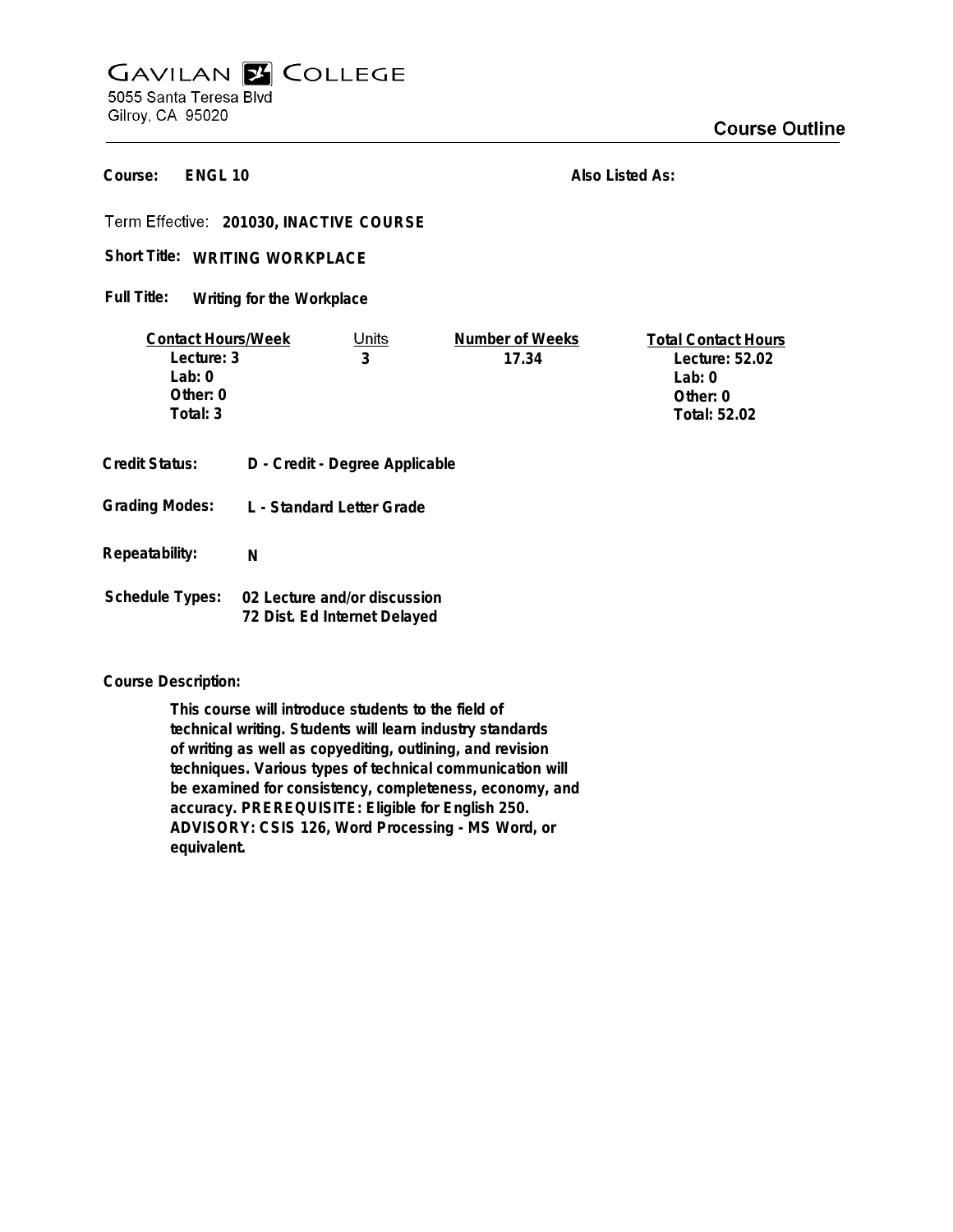# GAVILAN COLLEGE

5055 Santa Teresa Blvd
Gilroy, CA 95020

## Course Outline

**Course:** ENGL 10

**Also Listed As:**

**Term Effective:** 201030, INACTIVE COURSE

**Short Title:** WRITING WORKPLACE

**Full Title:** Writing for the Workplace

| Contact Hours/Week | Units | Number of Weeks | Total Contact Hours |
|---|---|---|---|
| Lecture: 3 | 3 | 17.34 | Lecture: 52.02 |
| Lab: 0 | | | Lab: 0 |
| Other: 0 | | | Other: 0 |
| Total: 3 | | | Total: 52.02 |

**Credit Status:** D - Credit - Degree Applicable

**Grading Modes:** L - Standard Letter Grade

**Repeatability:** N

**Schedule Types:** 02 Lecture and/or discussion
72 Dist. Ed Internet Delayed

**Course Description:**

This course will introduce students to the field of technical writing. Students will learn industry standards of writing as well as copyediting, outlining, and revision techniques. Various types of technical communication will be examined for consistency, completeness, economy, and accuracy. PREREQUISITE: Eligible for English 250. ADVISORY: CSIS 126, Word Processing - MS Word, or equivalent.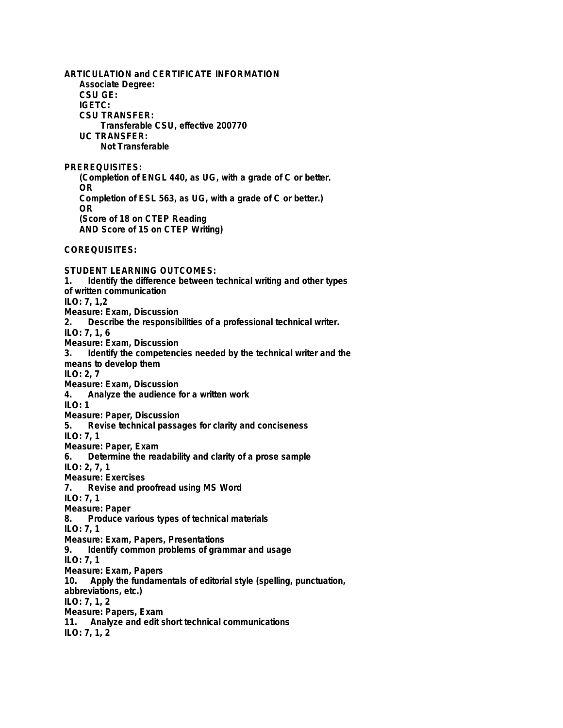**ARTICULATION and CERTIFICATE INFORMATION**

**Associate Degree:**

**CSU GE:**

**IGETC:**

**CSU TRANSFER:**

**Transferable CSU, effective 200770**

**UC TRANSFER:**

**Not Transferable**

**PREREQUISITES:**

**(Completion of ENGL 440, as UG, with a grade of C or better.**
**OR**
**Completion of ESL 563, as UG, with a grade of C or better.)**
**OR**
**(Score of 18 on CTEP Reading**
**AND Score of 15 on CTEP Writing)**

**COREQUISITES:**

**STUDENT LEARNING OUTCOMES:**

**1. Identify the difference between technical writing and other types of written communication**
**ILO: 7, 1,2**
**Measure: Exam, Discussion**

**2. Describe the responsibilities of a professional technical writer.**
**ILO: 7, 1, 6**
**Measure: Exam, Discussion**

**3. Identify the competencies needed by the technical writer and the means to develop them**
**ILO: 2, 7**
**Measure: Exam, Discussion**

**4. Analyze the audience for a written work**
**ILO: 1**
**Measure: Paper, Discussion**

**5. Revise technical passages for clarity and conciseness**
**ILO: 7, 1**
**Measure: Paper, Exam**

**6. Determine the readability and clarity of a prose sample**
**ILO: 2, 7, 1**
**Measure: Exercises**

**7. Revise and proofread using MS Word**
**ILO: 7, 1**
**Measure: Paper**

**8. Produce various types of technical materials**
**ILO: 7, 1**
**Measure: Exam, Papers, Presentations**

**9. Identify common problems of grammar and usage**
**ILO: 7, 1**
**Measure: Exam, Papers**

**10. Apply the fundamentals of editorial style (spelling, punctuation, abbreviations, etc.)**
**ILO: 7, 1, 2**
**Measure: Papers, Exam**

**11. Analyze and edit short technical communications**
**ILO: 7, 1, 2**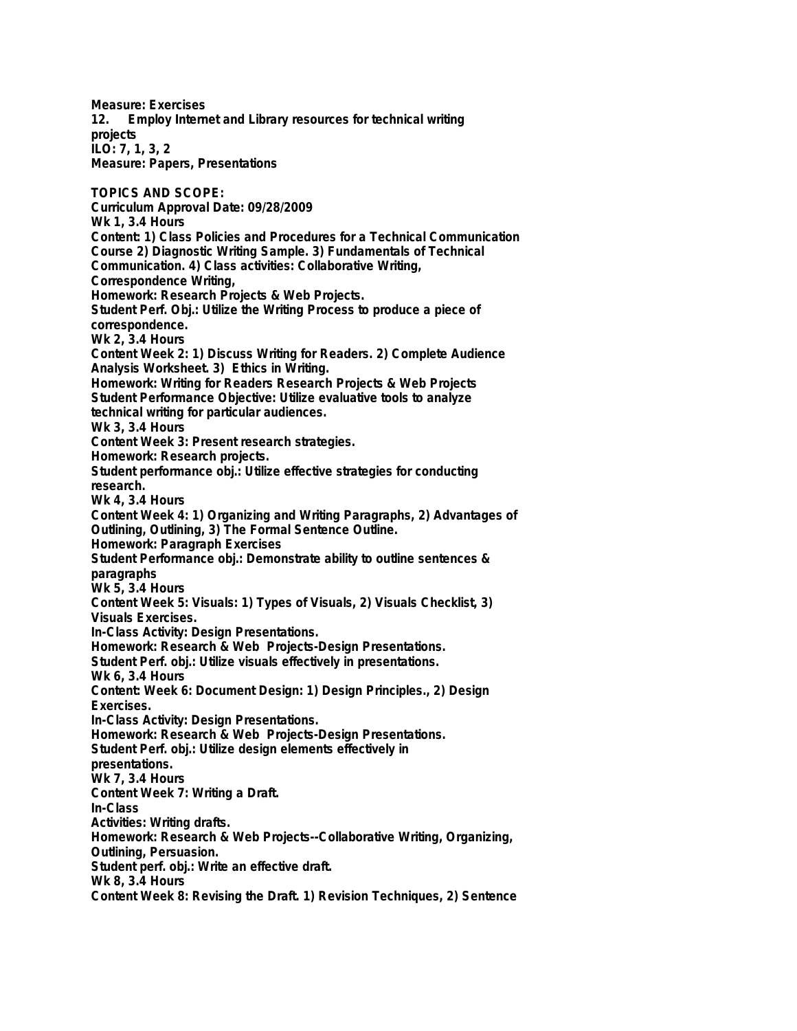**Measure: Exercises**

**12. Employ Internet and Library resources for technical writing projects**

**ILO: 7, 1, 3, 2**

**Measure: Papers, Presentations**

**TOPICS AND SCOPE:**

**Curriculum Approval Date: 09/28/2009**

**Wk 1, 3.4 Hours**

**Content: 1) Class Policies and Procedures for a Technical Communication Course 2) Diagnostic Writing Sample. 3) Fundamentals of Technical Communication. 4) Class activities: Collaborative Writing, Correspondence Writing,**

**Homework: Research Projects & Web Projects.**

**Student Perf. Obj.: Utilize the Writing Process to produce a piece of correspondence.**

**Wk 2, 3.4 Hours**

**Content Week 2: 1) Discuss Writing for Readers. 2) Complete Audience Analysis Worksheet. 3) Ethics in Writing.**

**Homework: Writing for Readers Research Projects & Web Projects**

**Student Performance Objective: Utilize evaluative tools to analyze technical writing for particular audiences.**

**Wk 3, 3.4 Hours**

**Content Week 3: Present research strategies.**

**Homework: Research projects.**

**Student performance obj.: Utilize effective strategies for conducting research.**

**Wk 4, 3.4 Hours**

**Content Week 4: 1) Organizing and Writing Paragraphs, 2) Advantages of Outlining, Outlining, 3) The Formal Sentence Outline.**

**Homework: Paragraph Exercises**

**Student Performance obj.: Demonstrate ability to outline sentences & paragraphs**

**Wk 5, 3.4 Hours**

**Content Week 5: Visuals: 1) Types of Visuals, 2) Visuals Checklist, 3) Visuals Exercises.**

**In-Class Activity: Design Presentations.**

**Homework: Research & Web Projects-Design Presentations.**

**Student Perf. obj.: Utilize visuals effectively in presentations.**

**Wk 6, 3.4 Hours**

**Content: Week 6: Document Design: 1) Design Principles., 2) Design Exercises.**

**In-Class Activity: Design Presentations.**

**Homework: Research & Web Projects-Design Presentations.**

**Student Perf. obj.: Utilize design elements effectively in presentations.**

**Wk 7, 3.4 Hours**

**Content Week 7: Writing a Draft.**

**In-Class Activities: Writing drafts.**

**Homework: Research & Web Projects--Collaborative Writing, Organizing, Outlining, Persuasion.**

**Student perf. obj.: Write an effective draft.**

**Wk 8, 3.4 Hours**

**Content Week 8: Revising the Draft. 1) Revision Techniques, 2) Sentence**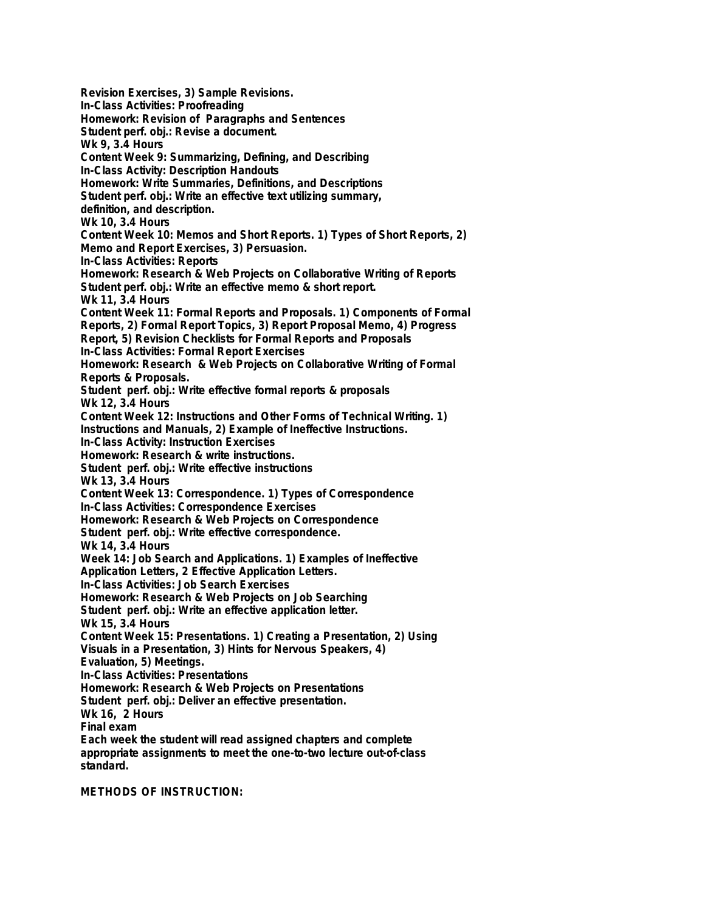**Revision Exercises, 3) Sample Revisions.**
**In-Class Activities: Proofreading**
**Homework: Revision of Paragraphs and Sentences**
**Student perf. obj.: Revise a document.**
**Wk 9, 3.4 Hours**
**Content Week 9: Summarizing, Defining, and Describing**
**In-Class Activity: Description Handouts**
**Homework: Write Summaries, Definitions, and Descriptions**
**Student perf. obj.: Write an effective text utilizing summary, definition, and description.**
**Wk 10, 3.4 Hours**
**Content Week 10: Memos and Short Reports. 1) Types of Short Reports, 2) Memo and Report Exercises, 3) Persuasion.**
**In-Class Activities: Reports**
**Homework: Research & Web Projects on Collaborative Writing of Reports**
**Student perf. obj.: Write an effective memo & short report.**
**Wk 11, 3.4 Hours**
**Content Week 11: Formal Reports and Proposals. 1) Components of Formal Reports, 2) Formal Report Topics, 3) Report Proposal Memo, 4) Progress Report, 5) Revision Checklists for Formal Reports and Proposals**
**In-Class Activities: Formal Report Exercises**
**Homework: Research & Web Projects on Collaborative Writing of Formal Reports & Proposals.**
**Student perf. obj.: Write effective formal reports & proposals**
**Wk 12, 3.4 Hours**
**Content Week 12: Instructions and Other Forms of Technical Writing. 1) Instructions and Manuals, 2) Example of Ineffective Instructions.**
**In-Class Activity: Instruction Exercises**
**Homework: Research & write instructions.**
**Student perf. obj.: Write effective instructions**
**Wk 13, 3.4 Hours**
**Content Week 13: Correspondence. 1) Types of Correspondence**
**In-Class Activities: Correspondence Exercises**
**Homework: Research & Web Projects on Correspondence**
**Student perf. obj.: Write effective correspondence.**
**Wk 14, 3.4 Hours**
**Week 14: Job Search and Applications. 1) Examples of Ineffective Application Letters, 2 Effective Application Letters.**
**In-Class Activities: Job Search Exercises**
**Homework: Research & Web Projects on Job Searching**
**Student perf. obj.: Write an effective application letter.**
**Wk 15, 3.4 Hours**
**Content Week 15: Presentations. 1) Creating a Presentation, 2) Using Visuals in a Presentation, 3) Hints for Nervous Speakers, 4) Evaluation, 5) Meetings.**
**In-Class Activities: Presentations**
**Homework: Research & Web Projects on Presentations**
**Student perf. obj.: Deliver an effective presentation.**
**Wk 16, 2 Hours**
**Final exam**
**Each week the student will read assigned chapters and complete appropriate assignments to meet the one-to-two lecture out-of-class standard.**

**METHODS OF INSTRUCTION:**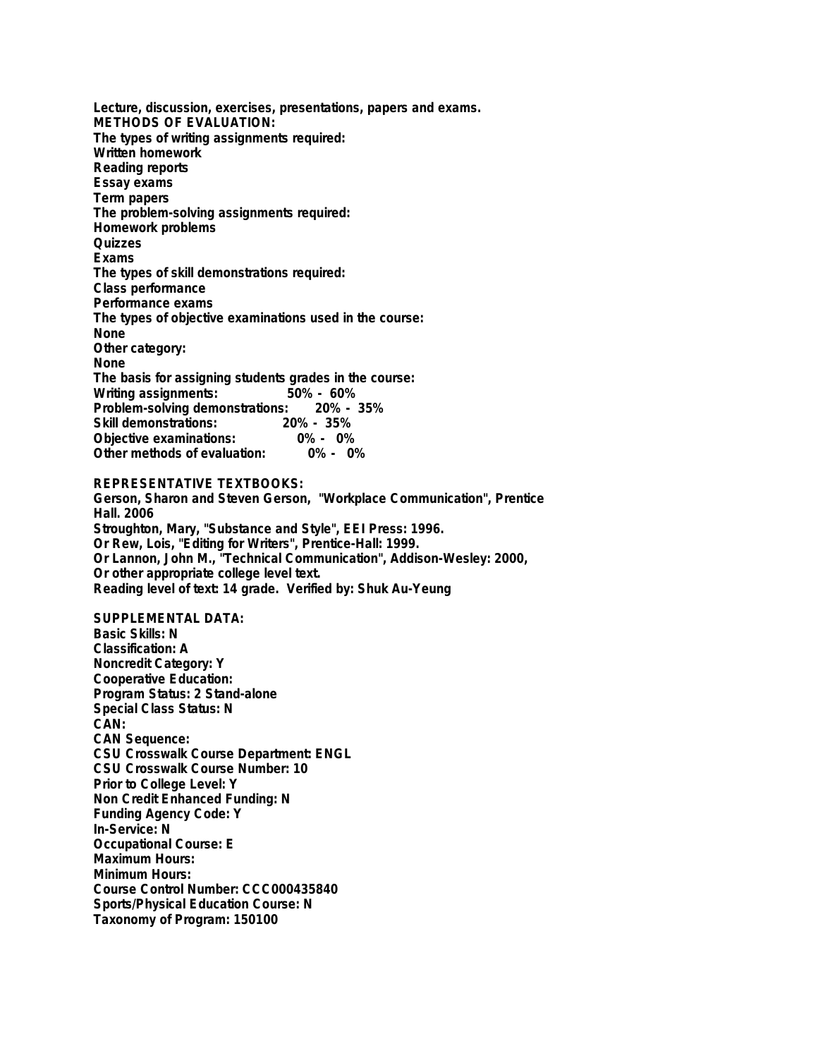Lecture, discussion, exercises, presentations, papers and exams.

**METHODS OF EVALUATION:**

The types of writing assignments required:
Written homework
Reading reports
Essay exams
Term papers
The problem-solving assignments required:
Homework problems
Quizzes
Exams
The types of skill demonstrations required:
Class performance
Performance exams
The types of objective examinations used in the course:
None
Other category:
None
The basis for assigning students grades in the course:

| | |
|---|---|
| Writing assignments: | 50% - 60% |
| Problem-solving demonstrations: | 20% - 35% |
| Skill demonstrations: | 20% - 35% |
| Objective examinations: | 0% - 0% |
| Other methods of evaluation: | 0% - 0% |

**REPRESENTATIVE TEXTBOOKS:**

Gerson, Sharon and Steven Gerson, "Workplace Communication", Prentice Hall. 2006
Stroughton, Mary, "Substance and Style", EEI Press: 1996.
Or Rew, Lois, "Editing for Writers", Prentice-Hall: 1999.
Or Lannon, John M., "Technical Communication", Addison-Wesley: 2000,
Or other appropriate college level text.
Reading level of text: 14 grade. Verified by: Shuk Au-Yeung

**SUPPLEMENTAL DATA:**

Basic Skills: N
Classification: A
Noncredit Category: Y
Cooperative Education:
Program Status: 2 Stand-alone
Special Class Status: N
CAN:
CAN Sequence:
CSU Crosswalk Course Department: ENGL
CSU Crosswalk Course Number: 10
Prior to College Level: Y
Non Credit Enhanced Funding: N
Funding Agency Code: Y
In-Service: N
Occupational Course: E
Maximum Hours:
Minimum Hours:
Course Control Number: CCC000435840
Sports/Physical Education Course: N
Taxonomy of Program: 150100